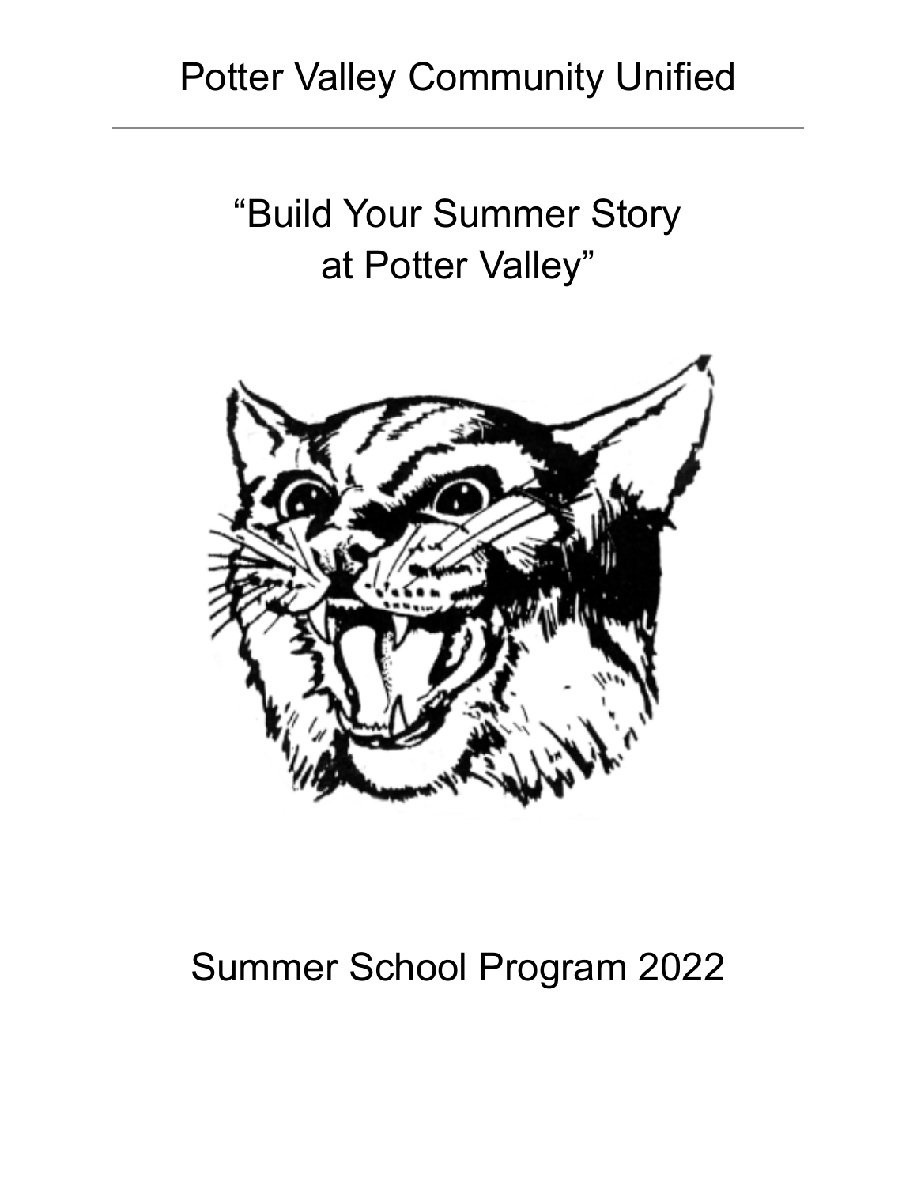# Potter Valley Community Unified

---

## "Build Your Summer Story at Potter Valley"

## Summer School Program 2022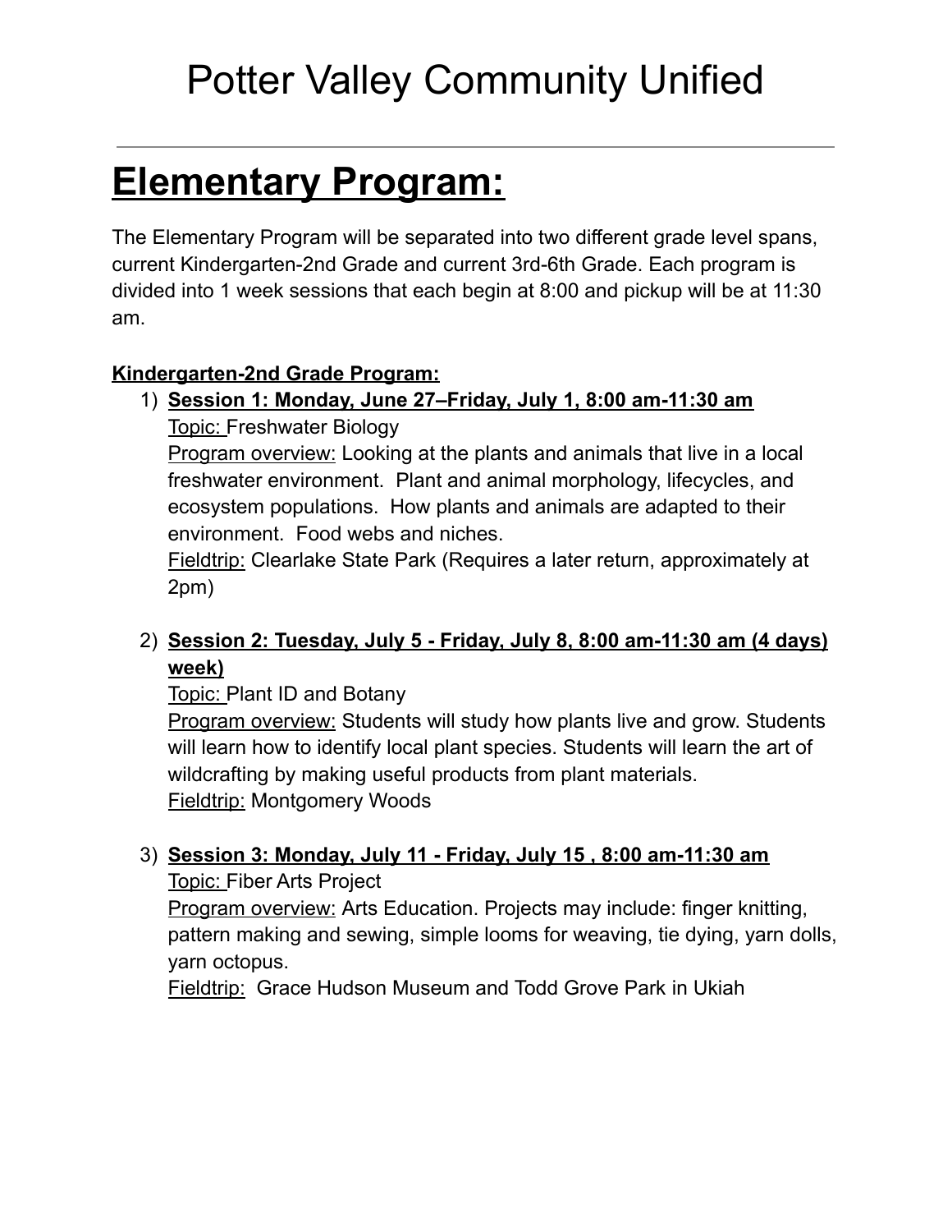# Potter Valley Community Unified

---

# **Elementary Program:**

The Elementary Program will be separated into two different grade level spans, current Kindergarten-2nd Grade and current 3rd-6th Grade. Each program is divided into 1 week sessions that each begin at 8:00 and pickup will be at 11:30 am.

**Kindergarten-2nd Grade Program:**

1) **Session 1: Monday, June 27–Friday, July 1, 8:00 am-11:30 am**
   Topic: Freshwater Biology
   Program overview: Looking at the plants and animals that live in a local freshwater environment. Plant and animal morphology, lifecycles, and ecosystem populations. How plants and animals are adapted to their environment. Food webs and niches.
   Fieldtrip: Clearlake State Park (Requires a later return, approximately at 2pm)

2) **Session 2: Tuesday, July 5 - Friday, July 8, 8:00 am-11:30 am (4 days) week)**
   Topic: Plant ID and Botany
   Program overview: Students will study how plants live and grow. Students will learn how to identify local plant species. Students will learn the art of wildcrafting by making useful products from plant materials.
   Fieldtrip: Montgomery Woods

3) **Session 3: Monday, July 11 - Friday, July 15 , 8:00 am-11:30 am**
   Topic: Fiber Arts Project
   Program overview: Arts Education. Projects may include: finger knitting, pattern making and sewing, simple looms for weaving, tie dying, yarn dolls, yarn octopus.
   Fieldtrip: Grace Hudson Museum and Todd Grove Park in Ukiah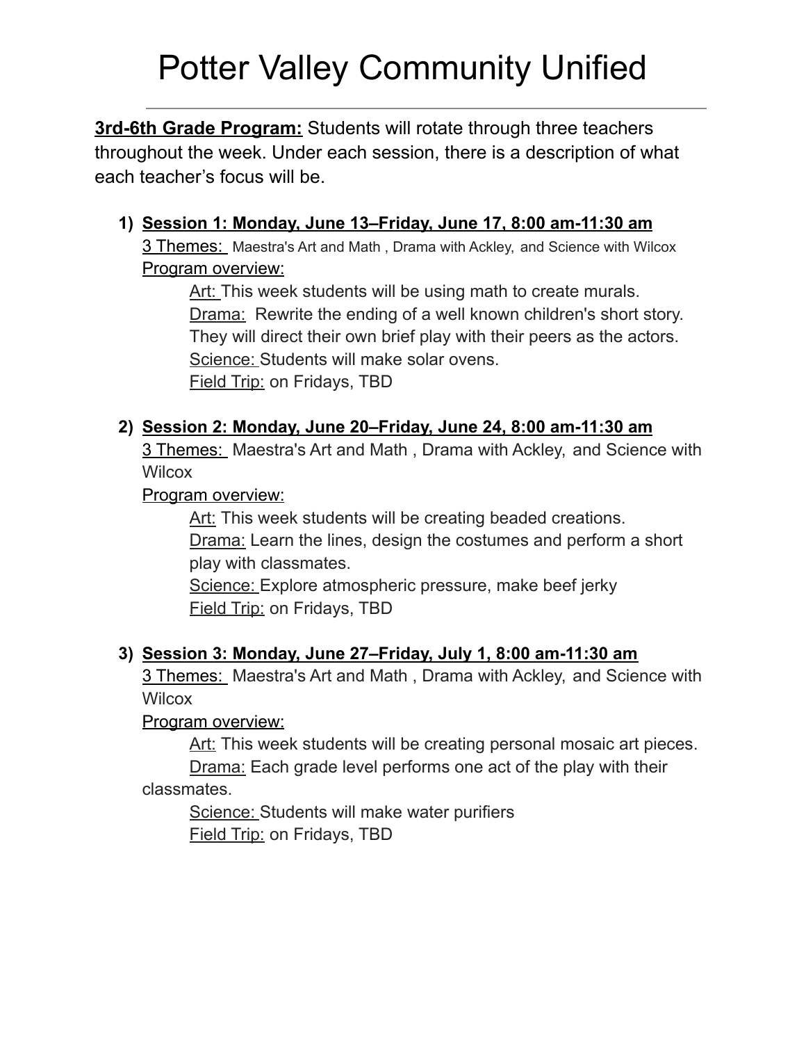# Potter Valley Community Unified

**3rd-6th Grade Program:** Students will rotate through three teachers throughout the week. Under each session, there is a description of what each teacher's focus will be.

1) **Session 1: Monday, June 13–Friday, June 17, 8:00 am-11:30 am**
   3 Themes: Maestra's Art and Math , Drama with Ackley, and Science with Wilcox
   Program overview:
   - Art: This week students will be using math to create murals.
   - Drama: Rewrite the ending of a well known children's short story. They will direct their own brief play with their peers as the actors.
   - Science: Students will make solar ovens.
   - Field Trip: on Fridays, TBD

2) **Session 2: Monday, June 20–Friday, June 24, 8:00 am-11:30 am**
   3 Themes: Maestra's Art and Math , Drama with Ackley, and Science with Wilcox
   Program overview:
   - Art: This week students will be creating beaded creations.
   - Drama: Learn the lines, design the costumes and perform a short play with classmates.
   - Science: Explore atmospheric pressure, make beef jerky
   - Field Trip: on Fridays, TBD

3) **Session 3: Monday, June 27–Friday, July 1, 8:00 am-11:30 am**
   3 Themes: Maestra's Art and Math , Drama with Ackley, and Science with Wilcox
   Program overview:
   - Art: This week students will be creating personal mosaic art pieces.
   - Drama: Each grade level performs one act of the play with their classmates.
   - Science: Students will make water purifiers
   - Field Trip: on Fridays, TBD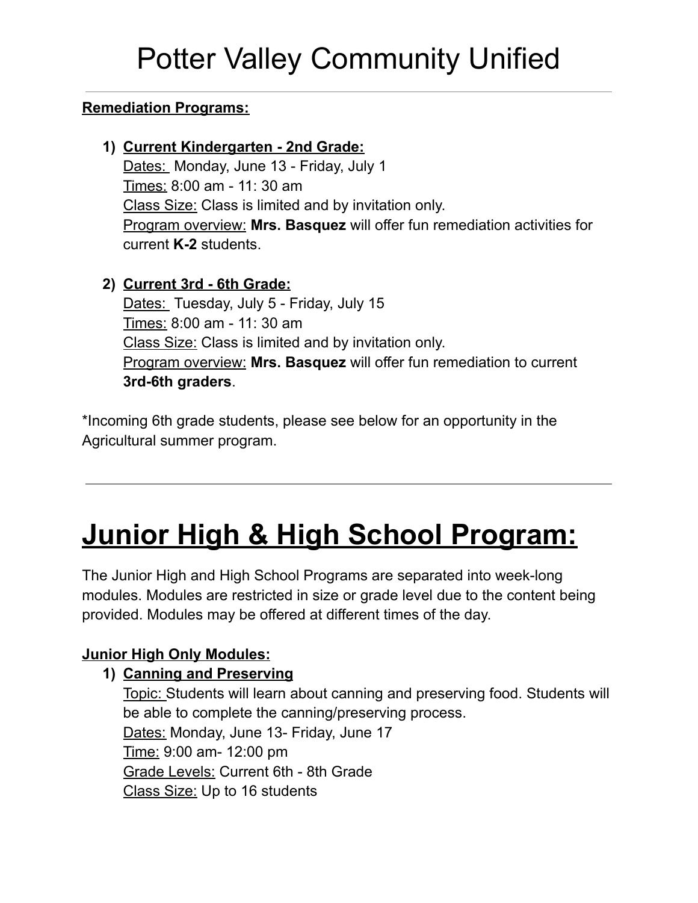# Potter Valley Community Unified

---

**Remediation Programs:**

1) **Current Kindergarten - 2nd Grade:**
   Dates: Monday, June 13 - Friday, July 1
   Times: 8:00 am - 11: 30 am
   Class Size: Class is limited and by invitation only.
   Program overview: **Mrs. Basquez** will offer fun remediation activities for current **K-2** students.

2) **Current 3rd - 6th Grade:**
   Dates: Tuesday, July 5 - Friday, July 15
   Times: 8:00 am - 11: 30 am
   Class Size: Class is limited and by invitation only.
   Program overview: **Mrs. Basquez** will offer fun remediation to current **3rd-6th graders**.

*Incoming 6th grade students, please see below for an opportunity in the Agricultural summer program.

---

# Junior High & High School Program:

The Junior High and High School Programs are separated into week-long modules. Modules are restricted in size or grade level due to the content being provided. Modules may be offered at different times of the day.

**Junior High Only Modules:**

1) **Canning and Preserving**
   Topic: Students will learn about canning and preserving food. Students will be able to complete the canning/preserving process.
   Dates: Monday, June 13- Friday, June 17
   Time: 9:00 am- 12:00 pm
   Grade Levels: Current 6th - 8th Grade
   Class Size: Up to 16 students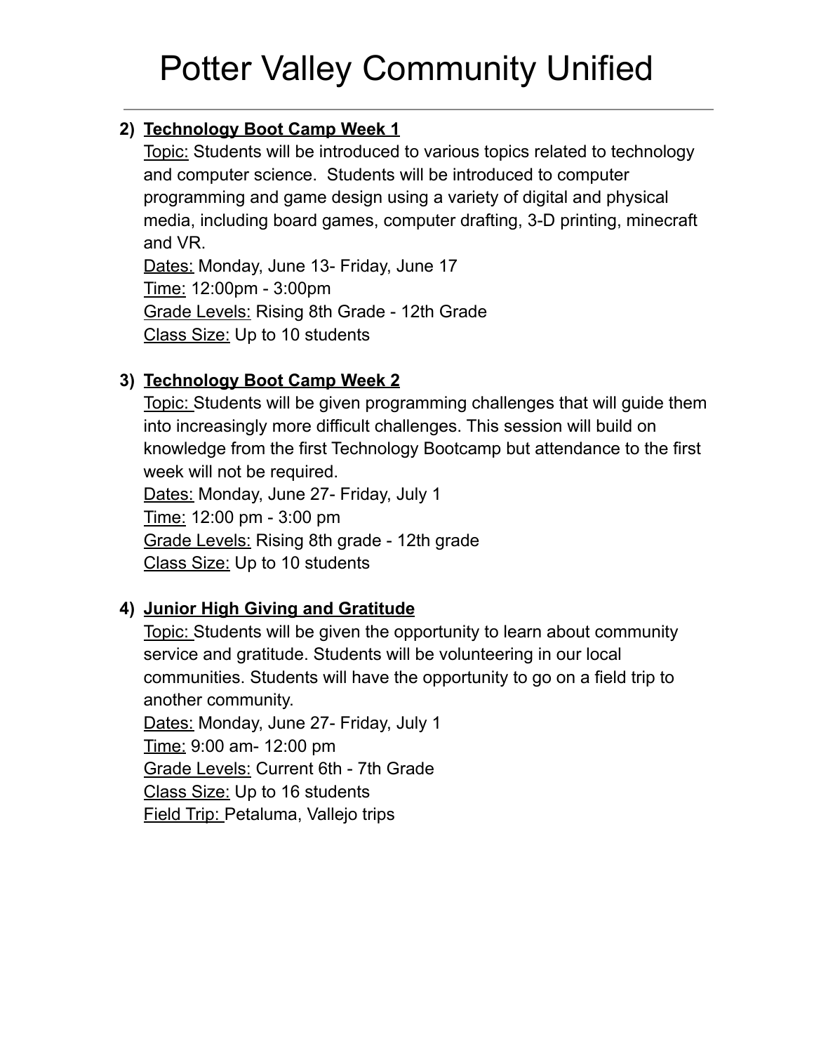# Potter Valley Community Unified

2) **Technology Boot Camp Week 1**

   Topic: Students will be introduced to various topics related to technology and computer science. Students will be introduced to computer programming and game design using a variety of digital and physical media, including board games, computer drafting, 3-D printing, minecraft and VR.

   Dates: Monday, June 13- Friday, June 17

   Time: 12:00pm - 3:00pm

   Grade Levels: Rising 8th Grade - 12th Grade

   Class Size: Up to 10 students

3) **Technology Boot Camp Week 2**

   Topic: Students will be given programming challenges that will guide them into increasingly more difficult challenges. This session will build on knowledge from the first Technology Bootcamp but attendance to the first week will not be required.

   Dates: Monday, June 27- Friday, July 1

   Time: 12:00 pm - 3:00 pm

   Grade Levels: Rising 8th grade - 12th grade

   Class Size: Up to 10 students

4) **Junior High Giving and Gratitude**

   Topic: Students will be given the opportunity to learn about community service and gratitude. Students will be volunteering in our local communities. Students will have the opportunity to go on a field trip to another community.

   Dates: Monday, June 27- Friday, July 1

   Time: 9:00 am- 12:00 pm

   Grade Levels: Current 6th - 7th Grade

   Class Size: Up to 16 students

   Field Trip: Petaluma, Vallejo trips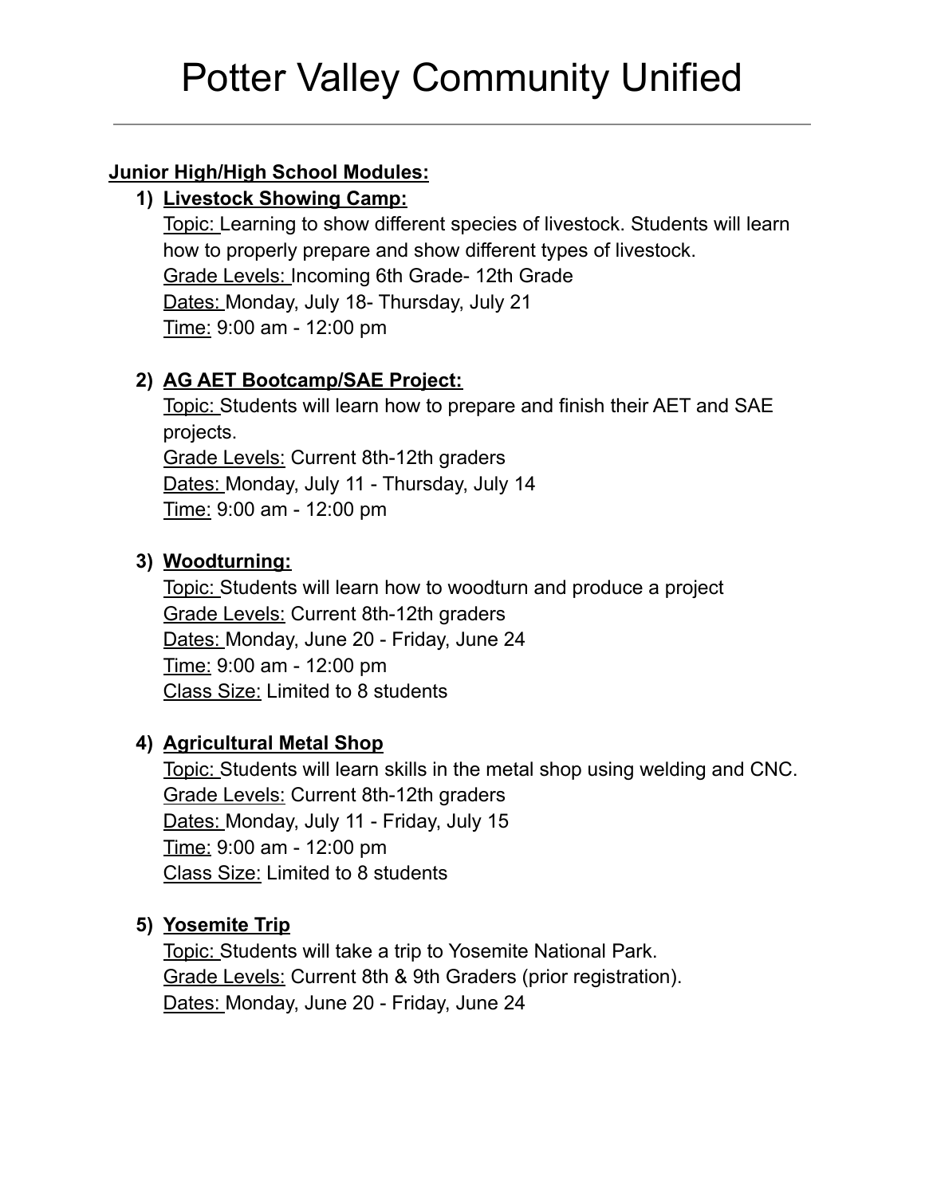# Potter Valley Community Unified

**Junior High/High School Modules:**

1) **Livestock Showing Camp:**
   Topic: Learning to show different species of livestock. Students will learn how to properly prepare and show different types of livestock.
   Grade Levels: Incoming 6th Grade- 12th Grade
   Dates: Monday, July 18- Thursday, July 21
   Time: 9:00 am - 12:00 pm

2) **AG AET Bootcamp/SAE Project:**
   Topic: Students will learn how to prepare and finish their AET and SAE projects.
   Grade Levels: Current 8th-12th graders
   Dates: Monday, July 11 - Thursday, July 14
   Time: 9:00 am - 12:00 pm

3) **Woodturning:**
   Topic: Students will learn how to woodturn and produce a project
   Grade Levels: Current 8th-12th graders
   Dates: Monday, June 20 - Friday, June 24
   Time: 9:00 am - 12:00 pm
   Class Size: Limited to 8 students

4) **Agricultural Metal Shop**
   Topic: Students will learn skills in the metal shop using welding and CNC.
   Grade Levels: Current 8th-12th graders
   Dates: Monday, July 11 - Friday, July 15
   Time: 9:00 am - 12:00 pm
   Class Size: Limited to 8 students

5) **Yosemite Trip**
   Topic: Students will take a trip to Yosemite National Park.
   Grade Levels: Current 8th & 9th Graders (prior registration).
   Dates: Monday, June 20 - Friday, June 24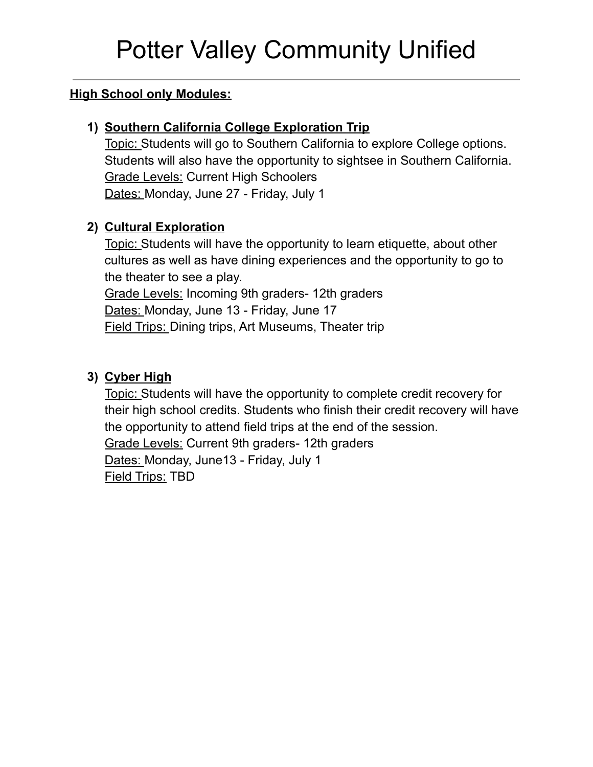# Potter Valley Community Unified

**High School only Modules:**

1) **Southern California College Exploration Trip**
   Topic: Students will go to Southern California to explore College options. Students will also have the opportunity to sightsee in Southern California.
   Grade Levels: Current High Schoolers
   Dates: Monday, June 27 - Friday, July 1

2) **Cultural Exploration**
   Topic: Students will have the opportunity to learn etiquette, about other cultures as well as have dining experiences and the opportunity to go to the theater to see a play.
   Grade Levels: Incoming 9th graders- 12th graders
   Dates: Monday, June 13 - Friday, June 17
   Field Trips: Dining trips, Art Museums, Theater trip

3) **Cyber High**
   Topic: Students will have the opportunity to complete credit recovery for their high school credits. Students who finish their credit recovery will have the opportunity to attend field trips at the end of the session.
   Grade Levels: Current 9th graders- 12th graders
   Dates: Monday, June13 - Friday, July 1
   Field Trips: TBD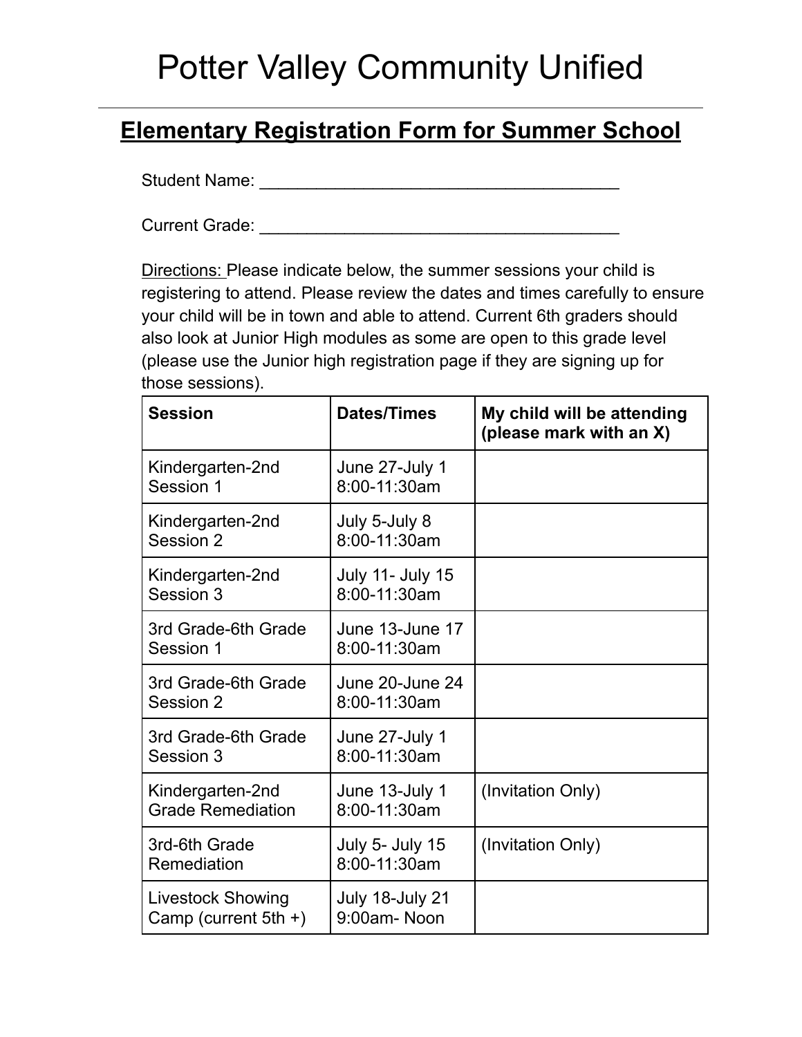# Potter Valley Community Unified

## Elementary Registration Form for Summer School

Student Name: ______________________________________

Current Grade: ______________________________________

Directions: Please indicate below, the summer sessions your child is registering to attend. Please review the dates and times carefully to ensure your child will be in town and able to attend. Current 6th graders should also look at Junior High modules as some are open to this grade level (please use the Junior high registration page if they are signing up for those sessions).

| **Session** | **Dates/Times** | **My child will be attending (please mark with an X)** |
| --- | --- | --- |
| Kindergarten-2nd Session 1 | June 27-July 1 8:00-11:30am | |
| Kindergarten-2nd Session 2 | July 5-July 8 8:00-11:30am | |
| Kindergarten-2nd Session 3 | July 11- July 15 8:00-11:30am | |
| 3rd Grade-6th Grade Session 1 | June 13-June 17 8:00-11:30am | |
| 3rd Grade-6th Grade Session 2 | June 20-June 24 8:00-11:30am | |
| 3rd Grade-6th Grade Session 3 | June 27-July 1 8:00-11:30am | |
| Kindergarten-2nd Grade Remediation | June 13-July 1 8:00-11:30am | (Invitation Only) |
| 3rd-6th Grade Remediation | July 5- July 15 8:00-11:30am | (Invitation Only) |
| Livestock Showing Camp (current 5th +) | July 18-July 21 9:00am- Noon | |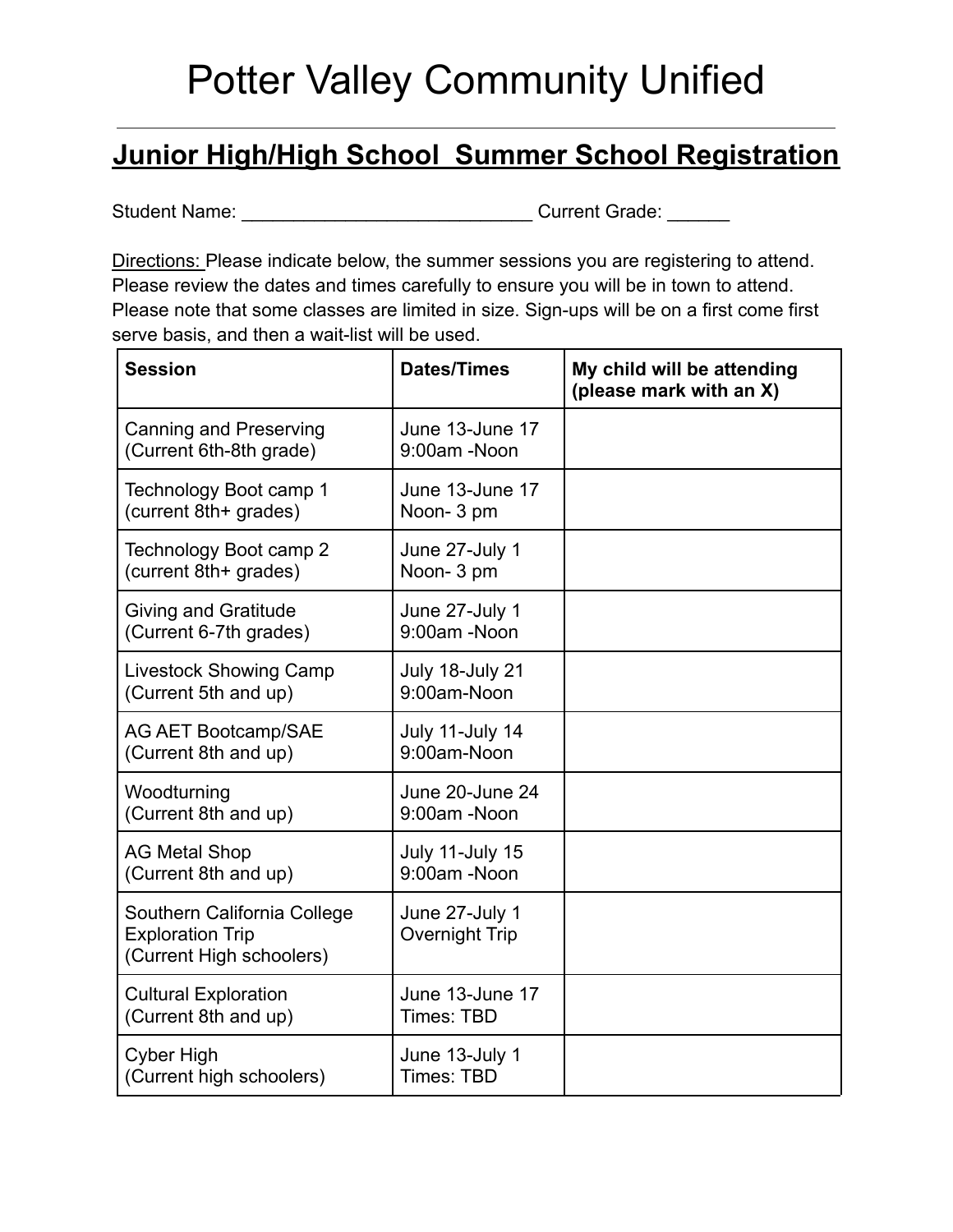# Potter Valley Community Unified

## Junior High/High School Summer School Registration

Student Name: ____________________________ Current Grade: ______

Directions: Please indicate below, the summer sessions you are registering to attend. Please review the dates and times carefully to ensure you will be in town to attend. Please note that some classes are limited in size. Sign-ups will be on a first come first serve basis, and then a wait-list will be used.

| **Session** | **Dates/Times** | **My child will be attending (please mark with an X)** |
|---|---|---|
| Canning and Preserving (Current 6th-8th grade) | June 13-June 17 9:00am -Noon | |
| Technology Boot camp 1 (current 8th+ grades) | June 13-June 17 Noon- 3 pm | |
| Technology Boot camp 2 (current 8th+ grades) | June 27-July 1 Noon- 3 pm | |
| Giving and Gratitude (Current 6-7th grades) | June 27-July 1 9:00am -Noon | |
| Livestock Showing Camp (Current 5th and up) | July 18-July 21 9:00am-Noon | |
| AG AET Bootcamp/SAE (Current 8th and up) | July 11-July 14 9:00am-Noon | |
| Woodturning (Current 8th and up) | June 20-June 24 9:00am -Noon | |
| AG Metal Shop (Current 8th and up) | July 11-July 15 9:00am -Noon | |
| Southern California College Exploration Trip (Current High schoolers) | June 27-July 1 Overnight Trip | |
| Cultural Exploration (Current 8th and up) | June 13-June 17 Times: TBD | |
| Cyber High (Current high schoolers) | June 13-July 1 Times: TBD | |